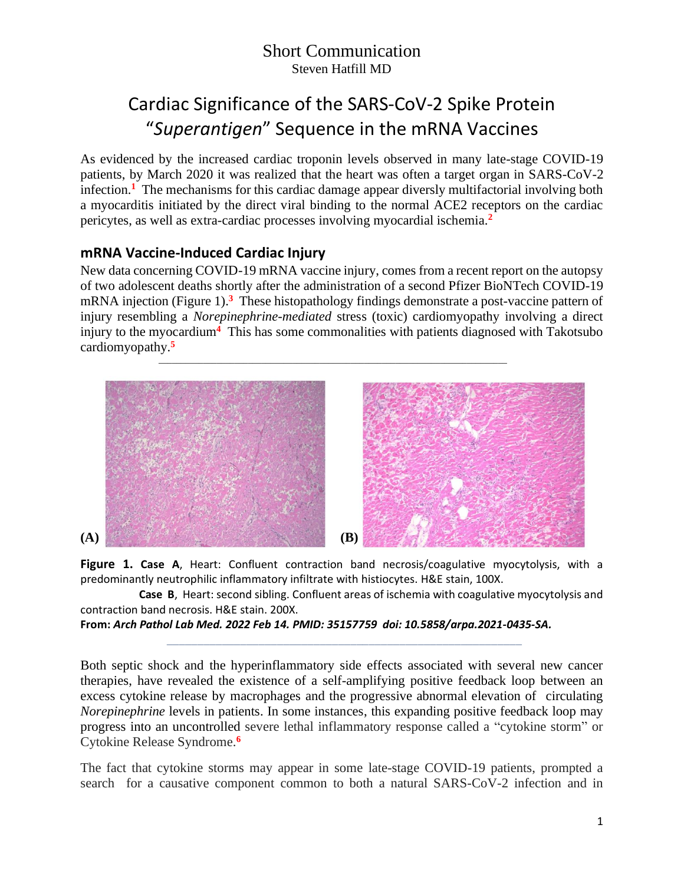# Short Communication

Steven Hatfill MD

# Cardiac Significance of the SARS-CoV-2 Spike Protein "*Superantigen*" Sequence in the mRNA Vaccines

As evidenced by the increased cardiac troponin levels observed in many late-stage COVID-19 patients, by March 2020 it was realized that the heart was often a target organ in SARS-CoV-2 infection.[1] The mechanisms for this cardiac damage appear diversly multifactorial involving both a myocarditis initiated by the direct viral binding to the normal ACE2 receptors on the cardiac pericytes, as well as extra-cardiac processes involving myocardial ischemia.[2]

## mRNA Vaccine-Induced Cardiac Injury

New data concerning COVID-19 mRNA vaccine injury, comes from a recent report on the autopsy of two adolescent deaths shortly after the administration of a second Pfizer BioNTech COVID-19 mRNA injection (Figure 1).[3] These histopathology findings demonstrate a post-vaccine pattern of injury resembling a *Norepinephrine-mediated* stress (toxic) cardiomyopathy involving a direct injury to the myocardium[4] This has some commonalities with patients diagnosed with Takotsubo cardiomyopathy.[5]

**(A)** **(B)**

**Figure 1. Case A**, Heart: Confluent contraction band necrosis/coagulative myocytolysis, with a predominantly neutrophilic inflammatory infiltrate with histiocytes. H&E stain, 100X.

**Case B**, Heart: second sibling. Confluent areas of ischemia with coagulative myocytolysis and contraction band necrosis. H&E stain. 200X.

**From:** ***Arch Pathol Lab Med. 2022 Feb 14. PMID: 35157759 doi: 10.5858/arpa.2021-0435-SA.***

Both septic shock and the hyperinflammatory side effects associated with several new cancer therapies, have revealed the existence of a self-amplifying positive feedback loop between an excess cytokine release by macrophages and the progressive abnormal elevation of circulating *Norepinephrine* levels in patients. In some instances, this expanding positive feedback loop may progress into an uncontrolled severe lethal inflammatory response called a "cytokine storm" or Cytokine Release Syndrome.[6]

The fact that cytokine storms may appear in some late-stage COVID-19 patients, prompted a search for a causative component common to both a natural SARS-CoV-2 infection and in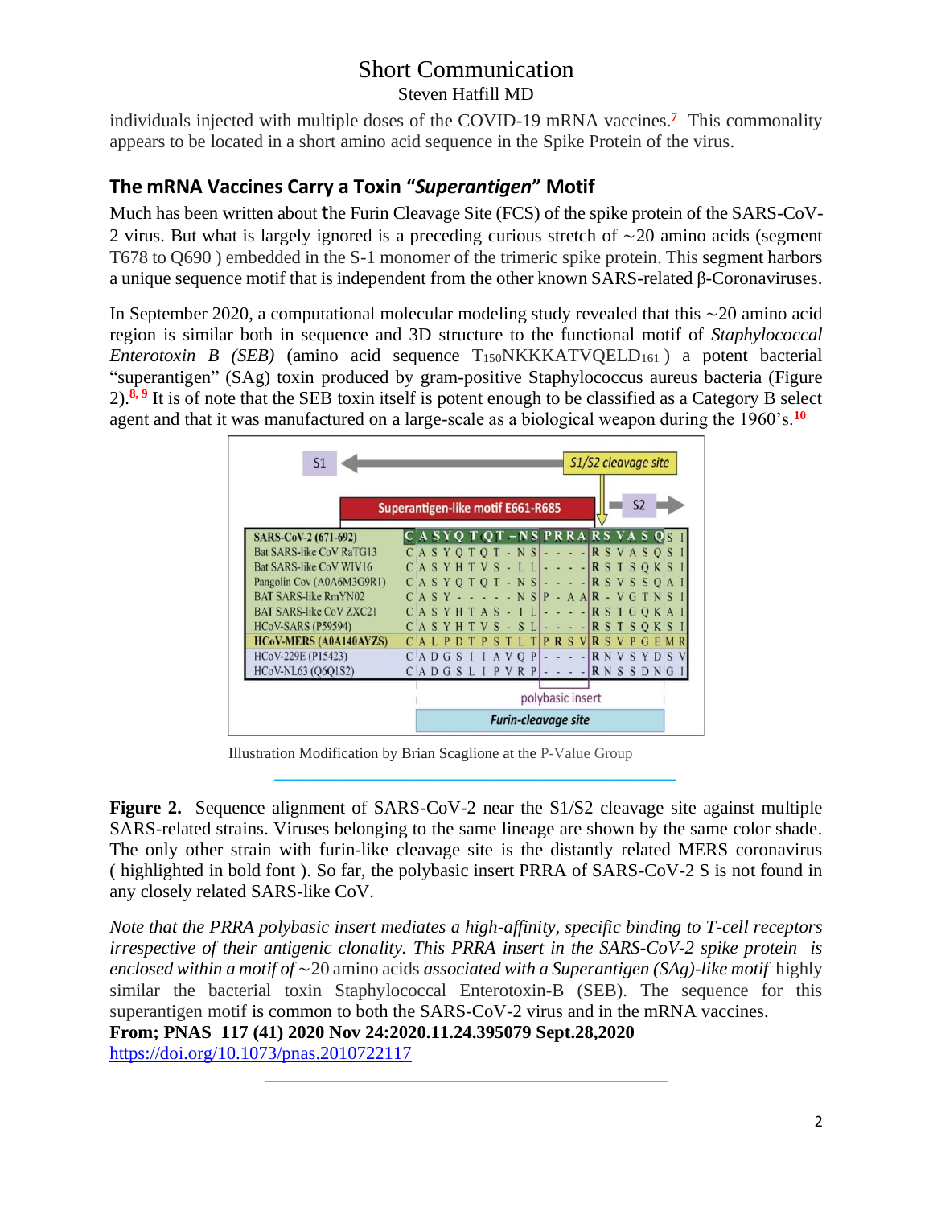individuals injected with multiple doses of the COVID-19 mRNA vaccines.[7] This commonality appears to be located in a short amino acid sequence in the Spike Protein of the virus.

## The mRNA Vaccines Carry a Toxin "*Superantigen*" Motif

Much has been written about the Furin Cleavage Site (FCS) of the spike protein of the SARS-CoV-2 virus. But what is largely ignored is a preceding curious stretch of ~20 amino acids (segment T678 to Q690 ) embedded in the S-1 monomer of the trimeric spike protein. This segment harbors a unique sequence motif that is independent from the other known SARS-related β-Coronaviruses.

In September 2020, a computational molecular modeling study revealed that this ~20 amino acid region is similar both in sequence and 3D structure to the functional motif of *Staphylococcal Enterotoxin B (SEB)* (amino acid sequence $T_{150}$NKKKATVQELD$_{161}$ ) a potent bacterial "superantigen" (SAg) toxin produced by gram-positive Staphylococcus aureus bacteria (Figure 2).[8, 9] It is of note that the SEB toxin itself is potent enough to be classified as a Category B select agent and that it was manufactured on a large-scale as a biological weapon during the 1960's.[10]

S1 ◄——— S1/S2 cleavage site

Superantigen-like motif E661-R685 ——— S2 ►

| Strain | Sequence |
|---|---|
| **SARS-CoV-2 (671-692)** | **C A S Y Q T Q T - N S P R R A R S V A S Q S I** |
| Bat SARS-like CoV RaTG13 | C A S Y Q T Q T - N S - - - - R S V A S Q S I |
| Bat SARS-like CoV WIV16 | C A S Y H T V S - L L - - - - R S T S Q K S I |
| Pangolin Cov (A0A6M3G9R1) | C A S Y Q T Q T - N S - - - - R S V S S Q A I |
| BAT SARS-like RmYN02 | C A S Y - - - - - N S P - A A R - V G T N S I |
| BAT SARS-like CoV ZXC21 | C A S Y H T A S - I L - - - - R S T G Q K A I |
| HCoV-SARS (P59594) | C A S Y H T V S - S L - - - - R S T S Q K S I |
| **HCoV-MERS (A0A140AYZS)** | C A L P D T P S T L T P R S V R S V P G E M R |
| HCoV-229E (P15423) | C A D G S I I A V Q P - - - - R N V S Y D S V |
| HCoV-NL63 (Q6Q1S2) | C A D G S L I P V R P - - - - R N S S D N G I |

polybasic insert

Furin-cleavage site

Illustration Modification by Brian Scaglione at the P-Value Group

**Figure 2.** Sequence alignment of SARS-CoV-2 near the S1/S2 cleavage site against multiple SARS-related strains. Viruses belonging to the same lineage are shown by the same color shade. The only other strain with furin-like cleavage site is the distantly related MERS coronavirus ( highlighted in bold font ). So far, the polybasic insert PRRA of SARS-CoV-2 S is not found in any closely related SARS-like CoV.

*Note that the PRRA polybasic insert mediates a high-affinity, specific binding to T-cell receptors irrespective of their antigenic clonality. This PRRA insert in the SARS-CoV-2 spike protein is enclosed within a motif of* ~20 amino acids *associated with a Superantigen (SAg)-like motif* highly similar the bacterial toxin Staphylococcal Enterotoxin-B (SEB). The sequence for this superantigen motif is common to both the SARS-CoV-2 virus and in the mRNA vaccines.

**From; PNAS 117 (41) 2020 Nov 24:2020.11.24.395079 Sept.28,2020**
https://doi.org/10.1073/pnas.2010722117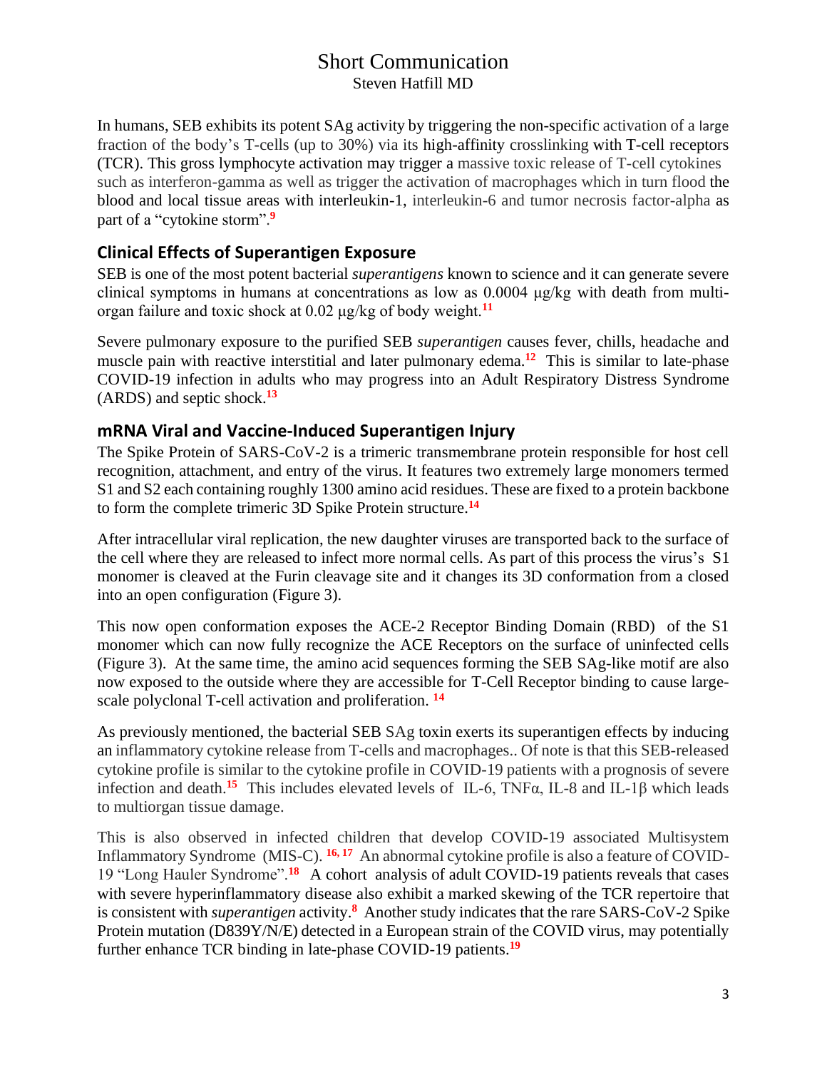In humans, SEB exhibits its potent SAg activity by triggering the non-specific activation of a large fraction of the body's T-cells (up to 30%) via its high-affinity crosslinking with T-cell receptors (TCR). This gross lymphocyte activation may trigger a massive toxic release of T-cell cytokines such as interferon-gamma as well as trigger the activation of macrophages which in turn flood the blood and local tissue areas with interleukin-1, interleukin-6 and tumor necrosis factor-alpha as part of a "cytokine storm".[9]

## Clinical Effects of Superantigen Exposure

SEB is one of the most potent bacterial *superantigens* known to science and it can generate severe clinical symptoms in humans at concentrations as low as 0.0004 μg/kg with death from multi-organ failure and toxic shock at 0.02 μg/kg of body weight.[11]

Severe pulmonary exposure to the purified SEB *superantigen* causes fever, chills, headache and muscle pain with reactive interstitial and later pulmonary edema.[12] This is similar to late-phase COVID-19 infection in adults who may progress into an Adult Respiratory Distress Syndrome (ARDS) and septic shock.[13]

## mRNA Viral and Vaccine-Induced Superantigen Injury

The Spike Protein of SARS-CoV-2 is a trimeric transmembrane protein responsible for host cell recognition, attachment, and entry of the virus. It features two extremely large monomers termed S1 and S2 each containing roughly 1300 amino acid residues. These are fixed to a protein backbone to form the complete trimeric 3D Spike Protein structure.[14]

After intracellular viral replication, the new daughter viruses are transported back to the surface of the cell where they are released to infect more normal cells. As part of this process the virus's S1 monomer is cleaved at the Furin cleavage site and it changes its 3D conformation from a closed into an open configuration (Figure 3).

This now open conformation exposes the ACE-2 Receptor Binding Domain (RBD) of the S1 monomer which can now fully recognize the ACE Receptors on the surface of uninfected cells (Figure 3). At the same time, the amino acid sequences forming the SEB SAg-like motif are also now exposed to the outside where they are accessible for T-Cell Receptor binding to cause large-scale polyclonal T-cell activation and proliferation.[14]

As previously mentioned, the bacterial SEB SAg toxin exerts its superantigen effects by inducing an inflammatory cytokine release from T-cells and macrophages.. Of note is that this SEB-released cytokine profile is similar to the cytokine profile in COVID-19 patients with a prognosis of severe infection and death.[15] This includes elevated levels of IL-6, TNFα, IL-8 and IL-1β which leads to multiorgan tissue damage.

This is also observed in infected children that develop COVID-19 associated Multisystem Inflammatory Syndrome (MIS-C).[16,17] An abnormal cytokine profile is also a feature of COVID-19 "Long Hauler Syndrome".[18] A cohort analysis of adult COVID-19 patients reveals that cases with severe hyperinflammatory disease also exhibit a marked skewing of the TCR repertoire that is consistent with *superantigen* activity.[8] Another study indicates that the rare SARS-CoV-2 Spike Protein mutation (D839Y/N/E) detected in a European strain of the COVID virus, may potentially further enhance TCR binding in late-phase COVID-19 patients.[19]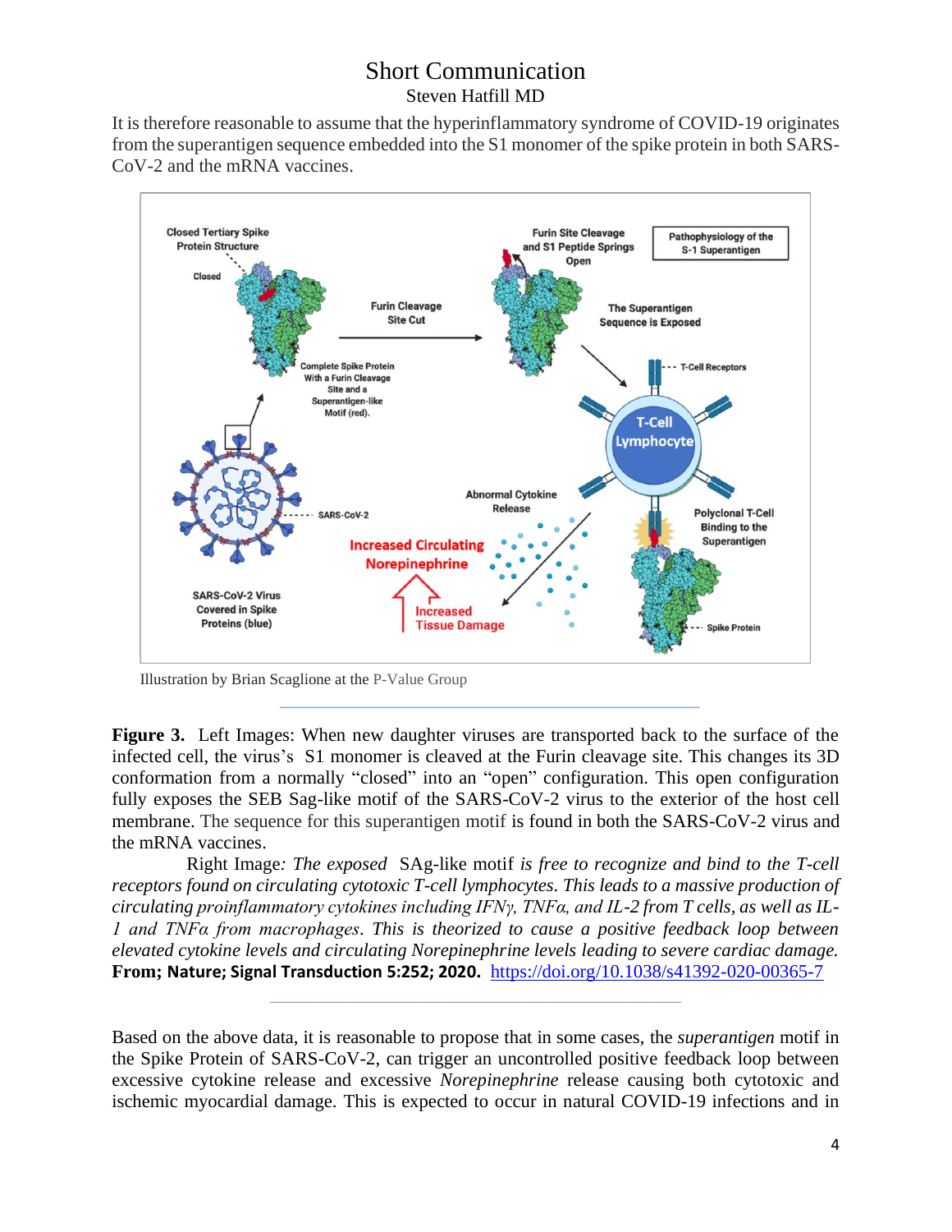# Short Communication

Steven Hatfill MD

It is therefore reasonable to assume that the hyperinflammatory syndrome of COVID-19 originates from the superantigen sequence embedded into the S1 monomer of the spike protein in both SARS-CoV-2 and the mRNA vaccines.

Illustration by Brian Scaglione at the P-Value Group

**Figure 3.** Left Images: When new daughter viruses are transported back to the surface of the infected cell, the virus's S1 monomer is cleaved at the Furin cleavage site. This changes its 3D conformation from a normally "closed" into an "open" configuration. This open configuration fully exposes the SEB Sag-like motif of the SARS-CoV-2 virus to the exterior of the host cell membrane. The sequence for this superantigen motif is found in both the SARS-CoV-2 virus and the mRNA vaccines.

Right Image*: The exposed* SAg-like motif *is free to recognize and bind to the T-cell receptors found on circulating cytotoxic T-cell lymphocytes. This leads to a massive production of circulating proinflammatory cytokines including IFNγ, TNFα, and IL-2 from T cells, as well as IL-1 and TNFα from macrophages. This is theorized to cause a positive feedback loop between elevated cytokine levels and circulating Norepinephrine levels leading to severe cardiac damage.* **From; Nature; Signal Transduction 5:252; 2020.** https://doi.org/10.1038/s41392-020-00365-7

Based on the above data, it is reasonable to propose that in some cases, the *superantigen* motif in the Spike Protein of SARS-CoV-2, can trigger an uncontrolled positive feedback loop between excessive cytokine release and excessive *Norepinephrine* release causing both cytotoxic and ischemic myocardial damage. This is expected to occur in natural COVID-19 infections and in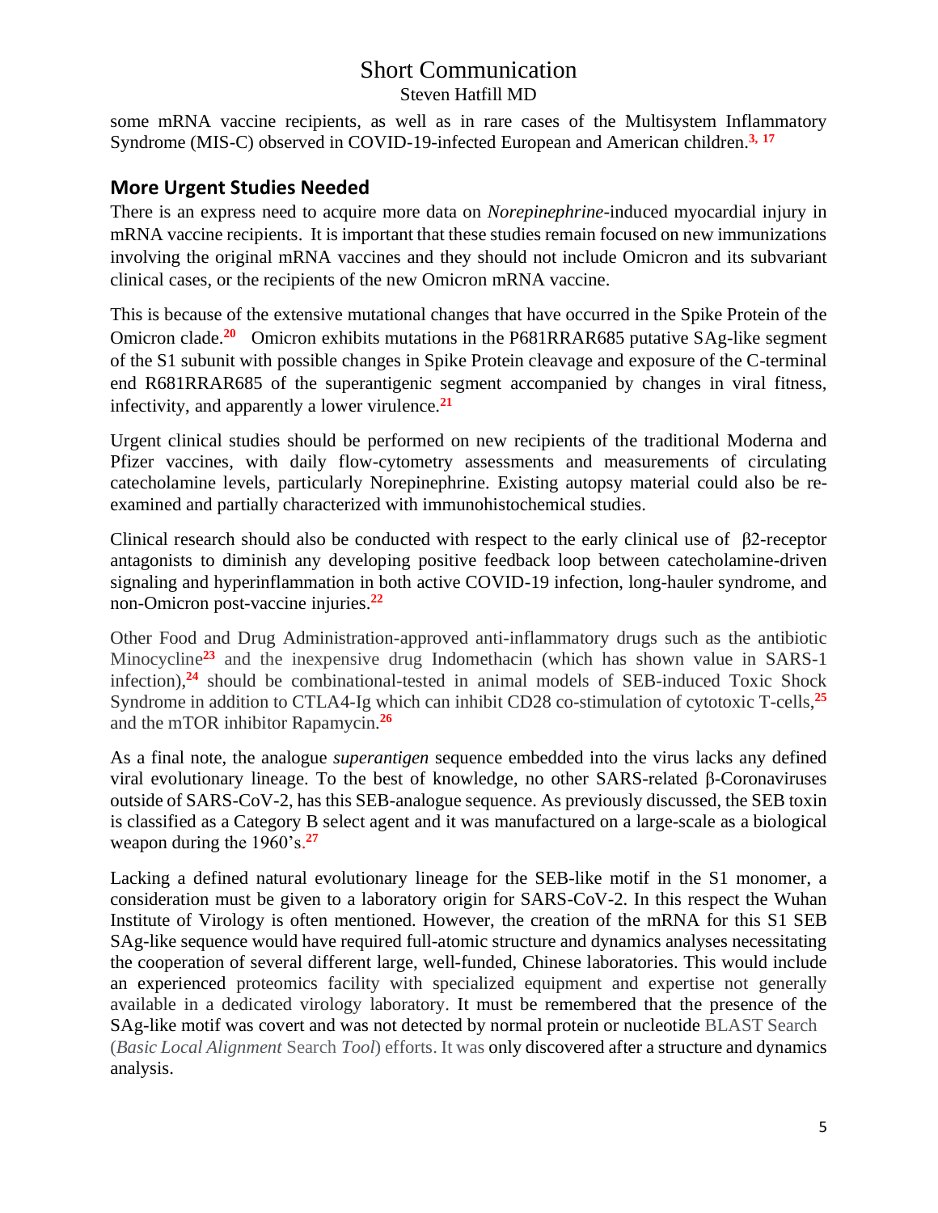some mRNA vaccine recipients, as well as in rare cases of the Multisystem Inflammatory Syndrome (MIS-C) observed in COVID-19-infected European and American children.[3, 17]

## More Urgent Studies Needed

There is an express need to acquire more data on *Norepinephrine*-induced myocardial injury in mRNA vaccine recipients. It is important that these studies remain focused on new immunizations involving the original mRNA vaccines and they should not include Omicron and its subvariant clinical cases, or the recipients of the new Omicron mRNA vaccine.

This is because of the extensive mutational changes that have occurred in the Spike Protein of the Omicron clade.[20] Omicron exhibits mutations in the P681RRAR685 putative SAg-like segment of the S1 subunit with possible changes in Spike Protein cleavage and exposure of the C-terminal end R681RRAR685 of the superantigenic segment accompanied by changes in viral fitness, infectivity, and apparently a lower virulence.[21]

Urgent clinical studies should be performed on new recipients of the traditional Moderna and Pfizer vaccines, with daily flow-cytometry assessments and measurements of circulating catecholamine levels, particularly Norepinephrine. Existing autopsy material could also be re-examined and partially characterized with immunohistochemical studies.

Clinical research should also be conducted with respect to the early clinical use of β2-receptor antagonists to diminish any developing positive feedback loop between catecholamine-driven signaling and hyperinflammation in both active COVID-19 infection, long-hauler syndrome, and non-Omicron post-vaccine injuries.[22]

Other Food and Drug Administration-approved anti-inflammatory drugs such as the antibiotic Minocycline[23] and the inexpensive drug Indomethacin (which has shown value in SARS-1 infection),[24] should be combinational-tested in animal models of SEB-induced Toxic Shock Syndrome in addition to CTLA4-Ig which can inhibit CD28 co-stimulation of cytotoxic T-cells,[25] and the mTOR inhibitor Rapamycin.[26]

As a final note, the analogue *superantigen* sequence embedded into the virus lacks any defined viral evolutionary lineage. To the best of knowledge, no other SARS-related β-Coronaviruses outside of SARS-CoV-2, has this SEB-analogue sequence. As previously discussed, the SEB toxin is classified as a Category B select agent and it was manufactured on a large-scale as a biological weapon during the 1960's.[27]

Lacking a defined natural evolutionary lineage for the SEB-like motif in the S1 monomer, a consideration must be given to a laboratory origin for SARS-CoV-2. In this respect the Wuhan Institute of Virology is often mentioned. However, the creation of the mRNA for this S1 SEB SAg-like sequence would have required full-atomic structure and dynamics analyses necessitating the cooperation of several different large, well-funded, Chinese laboratories. This would include an experienced proteomics facility with specialized equipment and expertise not generally available in a dedicated virology laboratory. It must be remembered that the presence of the SAg-like motif was covert and was not detected by normal protein or nucleotide BLAST Search (*Basic Local Alignment* Search *Tool*) efforts. It was only discovered after a structure and dynamics analysis.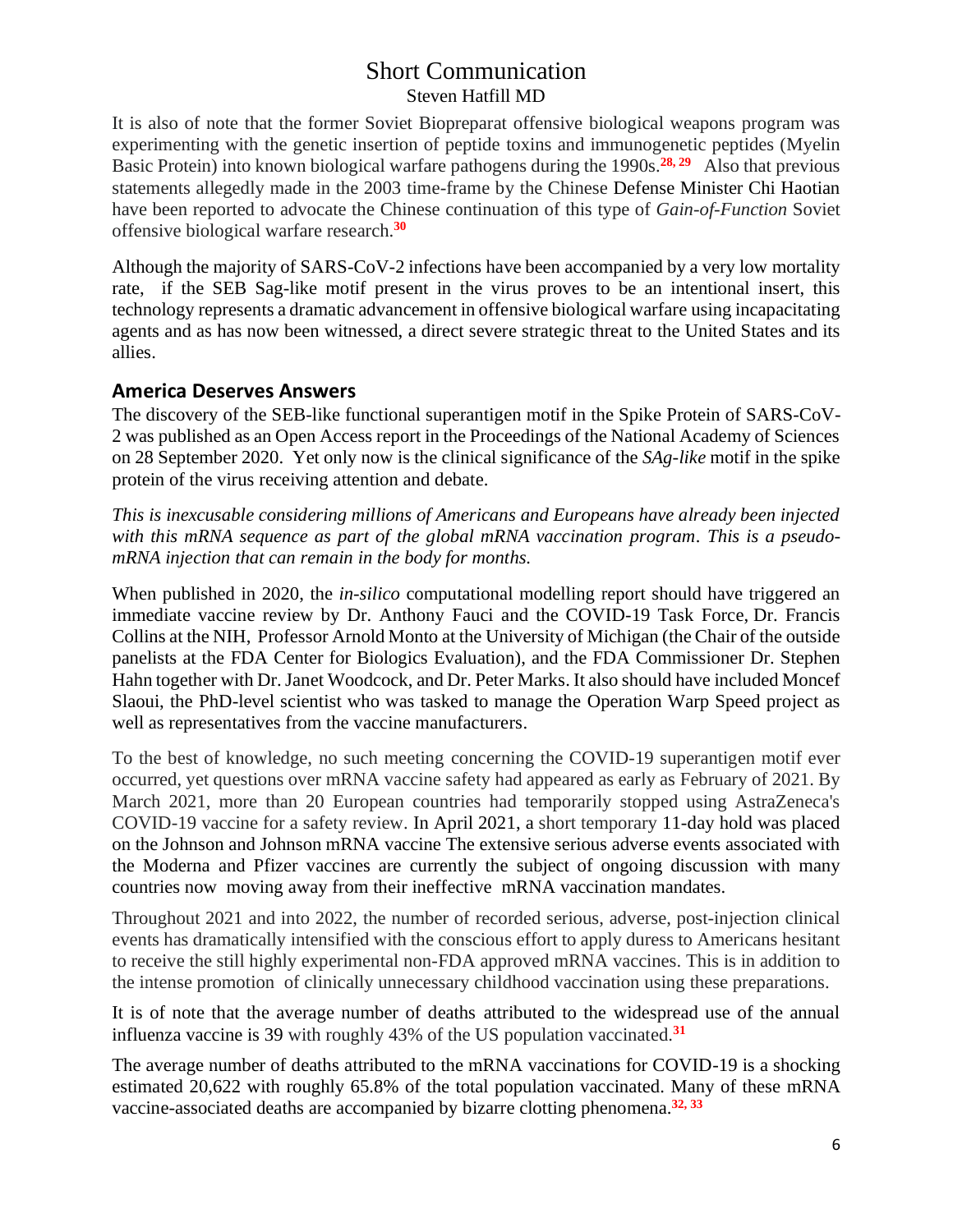It is also of note that the former Soviet Biopreparat offensive biological weapons program was experimenting with the genetic insertion of peptide toxins and immunogenetic peptides (Myelin Basic Protein) into known biological warfare pathogens during the 1990s.[28, 29] Also that previous statements allegedly made in the 2003 time-frame by the Chinese Defense Minister Chi Haotian have been reported to advocate the Chinese continuation of this type of *Gain-of-Function* Soviet offensive biological warfare research.[30]

Although the majority of SARS-CoV-2 infections have been accompanied by a very low mortality rate, if the SEB Sag-like motif present in the virus proves to be an intentional insert, this technology represents a dramatic advancement in offensive biological warfare using incapacitating agents and as has now been witnessed, a direct severe strategic threat to the United States and its allies.

## America Deserves Answers

The discovery of the SEB-like functional superantigen motif in the Spike Protein of SARS-CoV-2 was published as an Open Access report in the Proceedings of the National Academy of Sciences on 28 September 2020. Yet only now is the clinical significance of the *SAg-like* motif in the spike protein of the virus receiving attention and debate.

*This is inexcusable considering millions of Americans and Europeans have already been injected with this mRNA sequence as part of the global mRNA vaccination program. This is a pseudo-mRNA injection that can remain in the body for months.*

When published in 2020, the *in-silico* computational modelling report should have triggered an immediate vaccine review by Dr. Anthony Fauci and the COVID-19 Task Force, Dr. Francis Collins at the NIH, Professor Arnold Monto at the University of Michigan (the Chair of the outside panelists at the FDA Center for Biologics Evaluation), and the FDA Commissioner Dr. Stephen Hahn together with Dr. Janet Woodcock, and Dr. Peter Marks. It also should have included Moncef Slaoui, the PhD-level scientist who was tasked to manage the Operation Warp Speed project as well as representatives from the vaccine manufacturers.

To the best of knowledge, no such meeting concerning the COVID-19 superantigen motif ever occurred, yet questions over mRNA vaccine safety had appeared as early as February of 2021. By March 2021, more than 20 European countries had temporarily stopped using AstraZeneca's COVID-19 vaccine for a safety review. In April 2021, a short temporary 11-day hold was placed on the Johnson and Johnson mRNA vaccine The extensive serious adverse events associated with the Moderna and Pfizer vaccines are currently the subject of ongoing discussion with many countries now moving away from their ineffective mRNA vaccination mandates.

Throughout 2021 and into 2022, the number of recorded serious, adverse, post-injection clinical events has dramatically intensified with the conscious effort to apply duress to Americans hesitant to receive the still highly experimental non-FDA approved mRNA vaccines. This is in addition to the intense promotion of clinically unnecessary childhood vaccination using these preparations.

It is of note that the average number of deaths attributed to the widespread use of the annual influenza vaccine is 39 with roughly 43% of the US population vaccinated.[31]

The average number of deaths attributed to the mRNA vaccinations for COVID-19 is a shocking estimated 20,622 with roughly 65.8% of the total population vaccinated. Many of these mRNA vaccine-associated deaths are accompanied by bizarre clotting phenomena.[32, 33]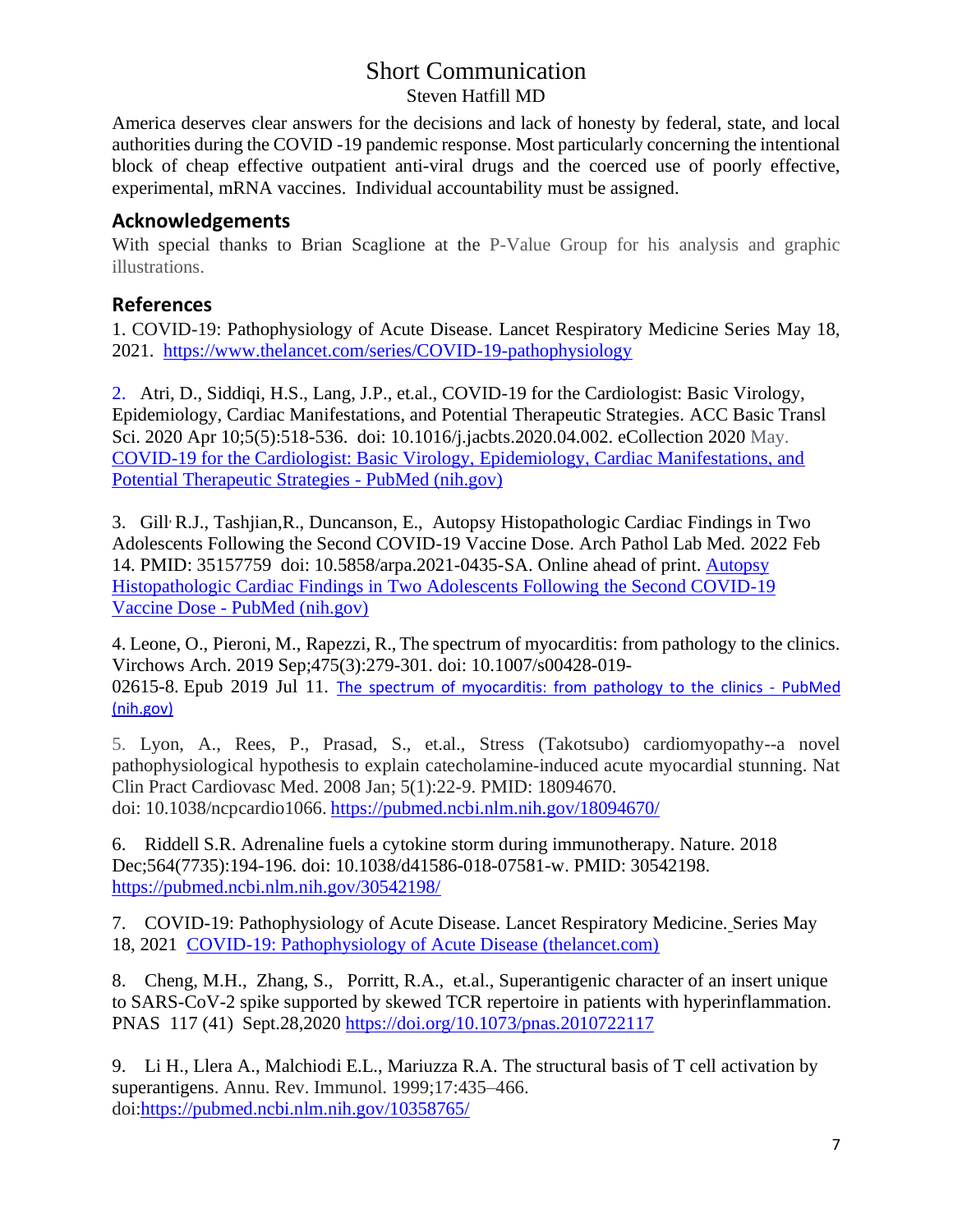# Short Communication

Steven Hatfill MD

America deserves clear answers for the decisions and lack of honesty by federal, state, and local authorities during the COVID -19 pandemic response. Most particularly concerning the intentional block of cheap effective outpatient anti-viral drugs and the coerced use of poorly effective, experimental, mRNA vaccines. Individual accountability must be assigned.

## Acknowledgements

With special thanks to Brian Scaglione at the P-Value Group for his analysis and graphic illustrations.

## References

1. COVID-19: Pathophysiology of Acute Disease. Lancet Respiratory Medicine Series May 18, 2021. https://www.thelancet.com/series/COVID-19-pathophysiology

2. Atri, D., Siddiqi, H.S., Lang, J.P., et.al., COVID-19 for the Cardiologist: Basic Virology, Epidemiology, Cardiac Manifestations, and Potential Therapeutic Strategies. ACC Basic Transl Sci. 2020 Apr 10;5(5):518-536. doi: 10.1016/j.jacbts.2020.04.002. eCollection 2020 May. COVID-19 for the Cardiologist: Basic Virology, Epidemiology, Cardiac Manifestations, and Potential Therapeutic Strategies - PubMed (nih.gov)

3. Gill, R.J., Tashjian,R., Duncanson, E., Autopsy Histopathologic Cardiac Findings in Two Adolescents Following the Second COVID-19 Vaccine Dose. Arch Pathol Lab Med. 2022 Feb 14. PMID: 35157759 doi: 10.5858/arpa.2021-0435-SA. Online ahead of print. Autopsy Histopathologic Cardiac Findings in Two Adolescents Following the Second COVID-19 Vaccine Dose - PubMed (nih.gov)

4. Leone, O., Pieroni, M., Rapezzi, R., The spectrum of myocarditis: from pathology to the clinics. Virchows Arch. 2019 Sep;475(3):279-301. doi: 10.1007/s00428-019-02615-8. Epub 2019 Jul 11. The spectrum of myocarditis: from pathology to the clinics - PubMed (nih.gov)

5. Lyon, A., Rees, P., Prasad, S., et.al., Stress (Takotsubo) cardiomyopathy--a novel pathophysiological hypothesis to explain catecholamine-induced acute myocardial stunning. Nat Clin Pract Cardiovasc Med. 2008 Jan; 5(1):22-9. PMID: 18094670. doi: 10.1038/ncpcardio1066. https://pubmed.ncbi.nlm.nih.gov/18094670/

6. Riddell S.R. Adrenaline fuels a cytokine storm during immunotherapy. Nature. 2018 Dec;564(7735):194-196. doi: 10.1038/d41586-018-07581-w. PMID: 30542198. https://pubmed.ncbi.nlm.nih.gov/30542198/

7. COVID-19: Pathophysiology of Acute Disease. Lancet Respiratory Medicine. Series May 18, 2021 COVID-19: Pathophysiology of Acute Disease (thelancet.com)

8. Cheng, M.H., Zhang, S., Porritt, R.A., et.al., Superantigenic character of an insert unique to SARS-CoV-2 spike supported by skewed TCR repertoire in patients with hyperinflammation. PNAS 117 (41) Sept.28,2020 https://doi.org/10.1073/pnas.2010722117

9. Li H., Llera A., Malchiodi E.L., Mariuzza R.A. The structural basis of T cell activation by superantigens. Annu. Rev. Immunol. 1999;17:435–466. doi:https://pubmed.ncbi.nlm.nih.gov/10358765/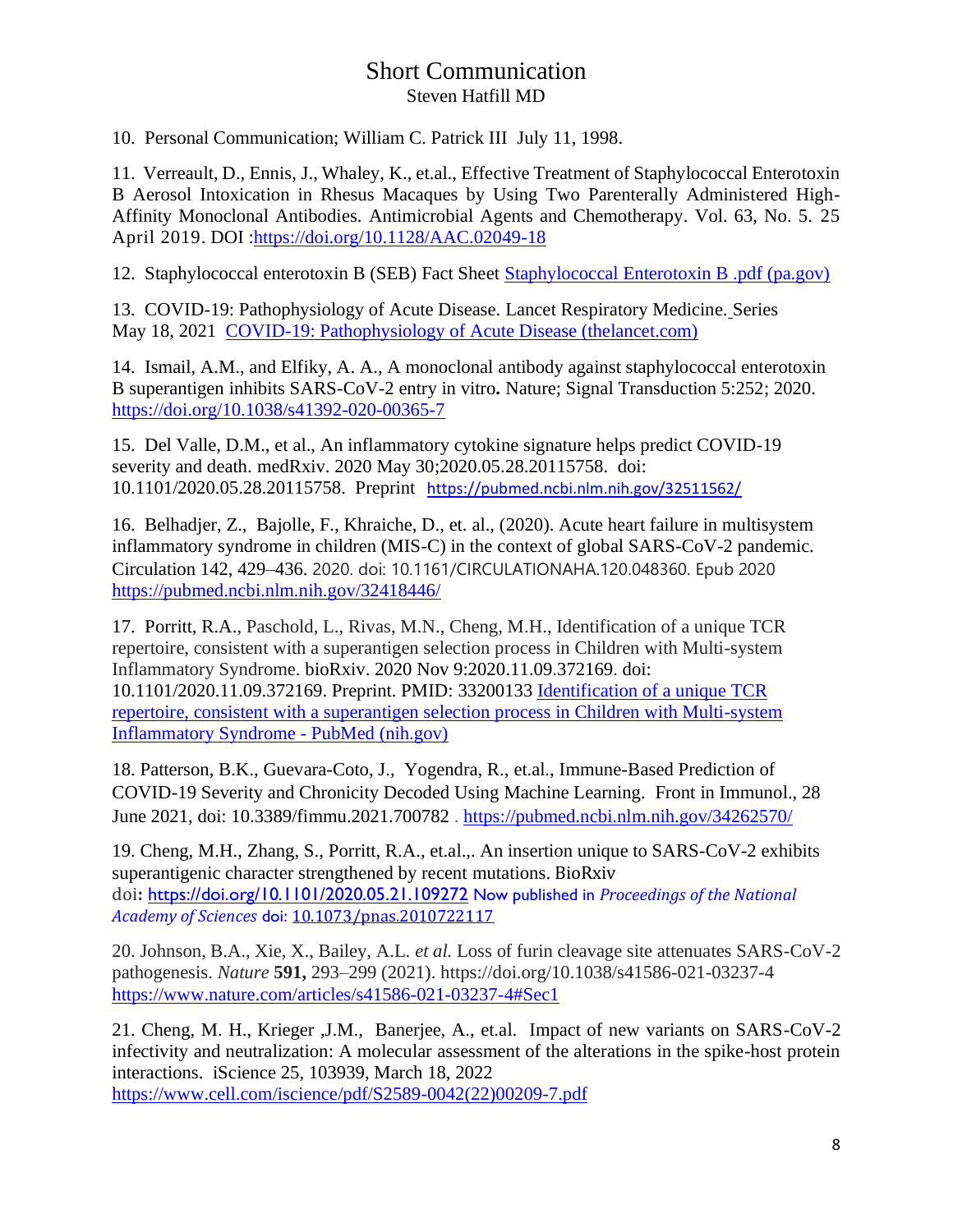10. Personal Communication; William C. Patrick III July 11, 1998.

11. Verreault, D., Ennis, J., Whaley, K., et.al., Effective Treatment of Staphylococcal Enterotoxin B Aerosol Intoxication in Rhesus Macaques by Using Two Parenterally Administered High-Affinity Monoclonal Antibodies. Antimicrobial Agents and Chemotherapy. Vol. 63, No. 5. 25 April 2019. DOI :https://doi.org/10.1128/AAC.02049-18

12. Staphylococcal enterotoxin B (SEB) Fact Sheet Staphylococcal Enterotoxin B .pdf (pa.gov)

13. COVID-19: Pathophysiology of Acute Disease. Lancet Respiratory Medicine. Series May 18, 2021 COVID-19: Pathophysiology of Acute Disease (thelancet.com)

14. Ismail, A.M., and Elfiky, A. A., A monoclonal antibody against staphylococcal enterotoxin B superantigen inhibits SARS-CoV-2 entry in vitro**.** Nature; Signal Transduction 5:252; 2020. https://doi.org/10.1038/s41392-020-00365-7

15. Del Valle, D.M., et al., An inflammatory cytokine signature helps predict COVID-19 severity and death. medRxiv. 2020 May 30;2020.05.28.20115758. doi: 10.1101/2020.05.28.20115758. Preprint https://pubmed.ncbi.nlm.nih.gov/32511562/

16. Belhadjer, Z., Bajolle, F., Khraiche, D., et. al., (2020). Acute heart failure in multisystem inflammatory syndrome in children (MIS-C) in the context of global SARS-CoV-2 pandemic. Circulation 142, 429–436. 2020. doi: 10.1161/CIRCULATIONAHA.120.048360. Epub 2020 https://pubmed.ncbi.nlm.nih.gov/32418446/

17. Porritt, R.A., Paschold, L., Rivas, M.N., Cheng, M.H., Identification of a unique TCR repertoire, consistent with a superantigen selection process in Children with Multi-system Inflammatory Syndrome. bioRxiv. 2020 Nov 9:2020.11.09.372169. doi: 10.1101/2020.11.09.372169. Preprint. PMID: 33200133 Identification of a unique TCR repertoire, consistent with a superantigen selection process in Children with Multi-system Inflammatory Syndrome - PubMed (nih.gov)

18. Patterson, B.K., Guevara-Coto, J., Yogendra, R., et.al., Immune-Based Prediction of COVID-19 Severity and Chronicity Decoded Using Machine Learning. Front in Immunol., 28 June 2021, doi: 10.3389/fimmu.2021.700782 . https://pubmed.ncbi.nlm.nih.gov/34262570/

19. Cheng, M.H., Zhang, S., Porritt, R.A., et.al.,. An insertion unique to SARS-CoV-2 exhibits superantigenic character strengthened by recent mutations. BioRxiv doi**:** https://doi.org/10.1101/2020.05.21.109272 Now published in *Proceedings of the National Academy of Sciences* doi: 10.1073/pnas.2010722117

20. Johnson, B.A., Xie, X., Bailey, A.L. *et al.* Loss of furin cleavage site attenuates SARS-CoV-2 pathogenesis. *Nature* **591,** 293–299 (2021). https://doi.org/10.1038/s41586-021-03237-4 https://www.nature.com/articles/s41586-021-03237-4#Sec1

21. Cheng, M. H., Krieger ,J.M., Banerjee, A., et.al. Impact of new variants on SARS-CoV-2 infectivity and neutralization: A molecular assessment of the alterations in the spike-host protein interactions. iScience 25, 103939, March 18, 2022 https://www.cell.com/iscience/pdf/S2589-0042(22)00209-7.pdf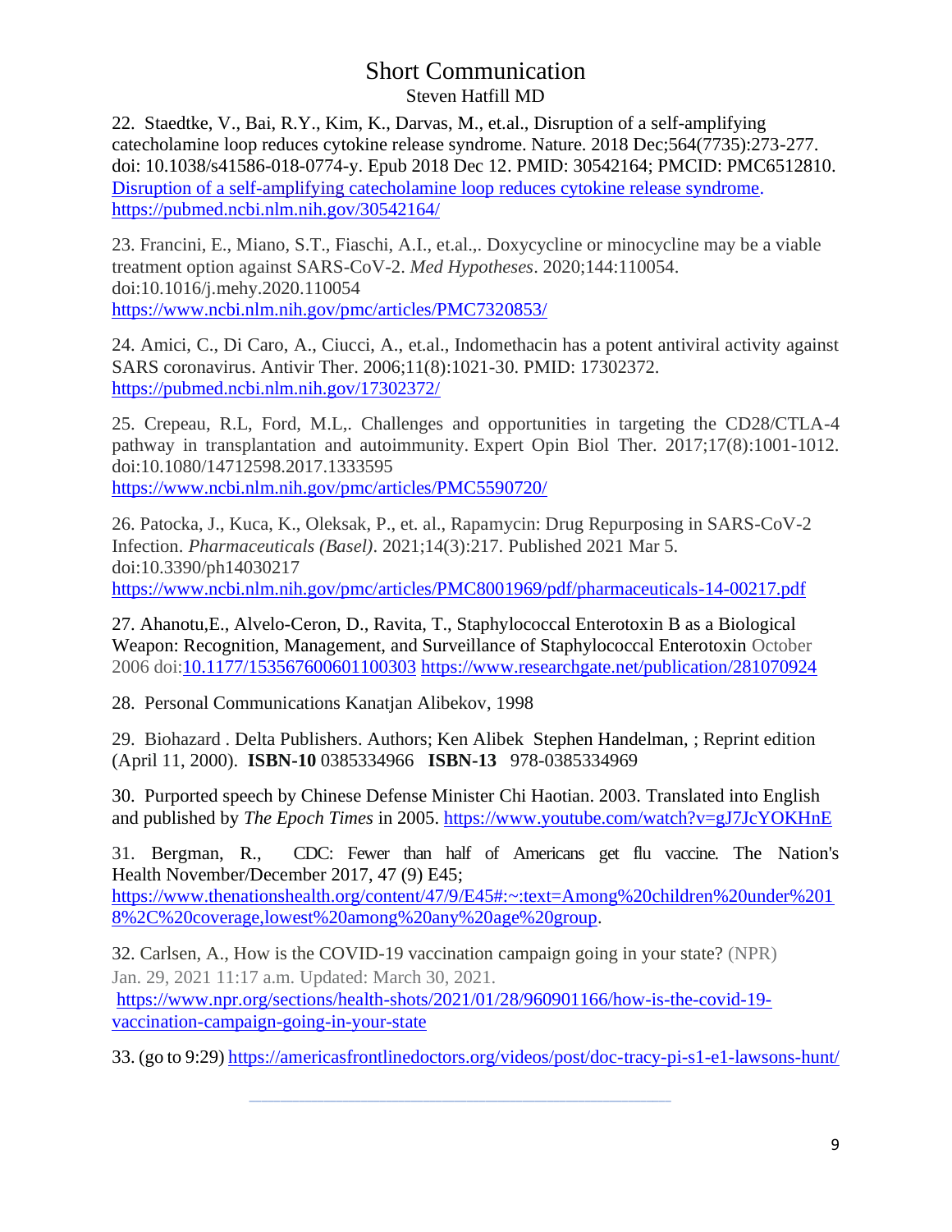22. Staedtke, V., Bai, R.Y., Kim, K., Darvas, M., et.al., Disruption of a self-amplifying catecholamine loop reduces cytokine release syndrome. Nature. 2018 Dec;564(7735):273-277. doi: 10.1038/s41586-018-0774-y. Epub 2018 Dec 12. PMID: 30542164; PMCID: PMC6512810. Disruption of a self-amplifying catecholamine loop reduces cytokine release syndrome. https://pubmed.ncbi.nlm.nih.gov/30542164/

23. Francini, E., Miano, S.T., Fiaschi, A.I., et.al.,. Doxycycline or minocycline may be a viable treatment option against SARS-CoV-2. *Med Hypotheses*. 2020;144:110054. doi:10.1016/j.mehy.2020.110054 https://www.ncbi.nlm.nih.gov/pmc/articles/PMC7320853/

24. Amici, C., Di Caro, A., Ciucci, A., et.al., Indomethacin has a potent antiviral activity against SARS coronavirus. Antivir Ther. 2006;11(8):1021-30. PMID: 17302372. https://pubmed.ncbi.nlm.nih.gov/17302372/

25. Crepeau, R.L, Ford, M.L,. Challenges and opportunities in targeting the CD28/CTLA-4 pathway in transplantation and autoimmunity. Expert Opin Biol Ther. 2017;17(8):1001-1012. doi:10.1080/14712598.2017.1333595 https://www.ncbi.nlm.nih.gov/pmc/articles/PMC5590720/

26. Patocka, J., Kuca, K., Oleksak, P., et. al., Rapamycin: Drug Repurposing in SARS-CoV-2 Infection. *Pharmaceuticals (Basel)*. 2021;14(3):217. Published 2021 Mar 5. doi:10.3390/ph14030217 https://www.ncbi.nlm.nih.gov/pmc/articles/PMC8001969/pdf/pharmaceuticals-14-00217.pdf

27. Ahanotu,E., Alvelo-Ceron, D., Ravita, T., Staphylococcal Enterotoxin B as a Biological Weapon: Recognition, Management, and Surveillance of Staphylococcal Enterotoxin October 2006 doi:10.1177/153567600601100303 https://www.researchgate.net/publication/281070924

28. Personal Communications Kanatjan Alibekov, 1998

29. Biohazard . Delta Publishers. Authors; Ken Alibek Stephen Handelman, ; Reprint edition (April 11, 2000). **ISBN-10** 0385334966 **ISBN-13** 978-0385334969

30. Purported speech by Chinese Defense Minister Chi Haotian. 2003. Translated into English and published by *The Epoch Times* in 2005. https://www.youtube.com/watch?v=gJ7JcYOKHnE

31. Bergman, R., CDC: Fewer than half of Americans get flu vaccine. The Nation's Health November/December 2017, 47 (9) E45; https://www.thenationshealth.org/content/47/9/E45#:~:text=Among%20children%20under%2018%2C%20coverage,lowest%20among%20any%20age%20group.

32. Carlsen, A., How is the COVID-19 vaccination campaign going in your state? (NPR) Jan. 29, 2021 11:17 a.m. Updated: March 30, 2021. https://www.npr.org/sections/health-shots/2021/01/28/960901166/how-is-the-covid-19-vaccination-campaign-going-in-your-state

33. (go to 9:29) https://americasfrontlinedoctors.org/videos/post/doc-tracy-pi-s1-e1-lawsons-hunt/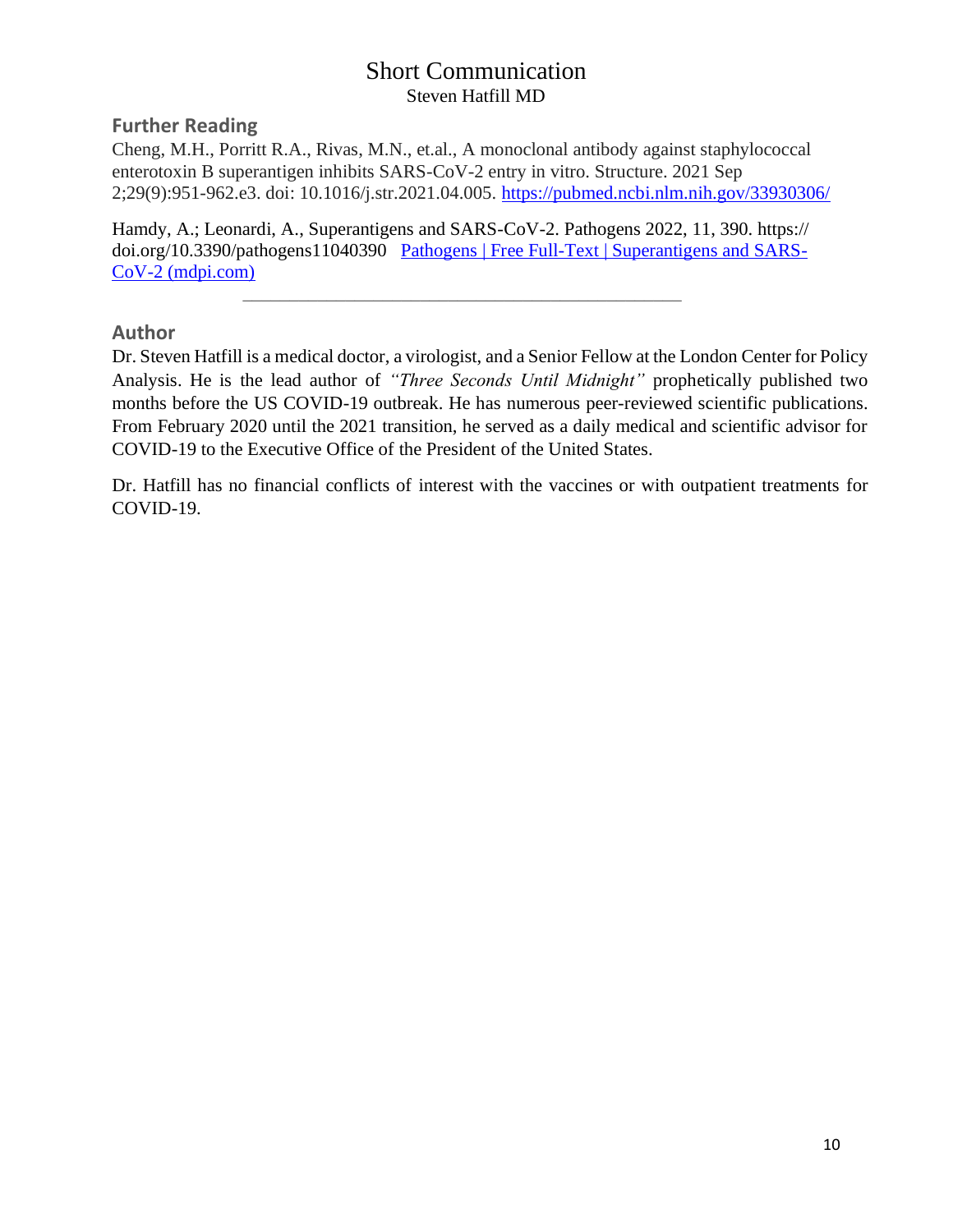## Further Reading

Cheng, M.H., Porritt R.A., Rivas, M.N., et.al., A monoclonal antibody against staphylococcal enterotoxin B superantigen inhibits SARS-CoV-2 entry in vitro. Structure. 2021 Sep 2;29(9):951-962.e3. doi: 10.1016/j.str.2021.04.005. https://pubmed.ncbi.nlm.nih.gov/33930306/

Hamdy, A.; Leonardi, A., Superantigens and SARS-CoV-2. Pathogens 2022, 11, 390. https:// doi.org/10.3390/pathogens11040390 [Pathogens | Free Full-Text | Superantigens and SARS-CoV-2 (mdpi.com)]

---

## Author

Dr. Steven Hatfill is a medical doctor, a virologist, and a Senior Fellow at the London Center for Policy Analysis. He is the lead author of *"Three Seconds Until Midnight"* prophetically published two months before the US COVID-19 outbreak. He has numerous peer-reviewed scientific publications. From February 2020 until the 2021 transition, he served as a daily medical and scientific advisor for COVID-19 to the Executive Office of the President of the United States.

Dr. Hatfill has no financial conflicts of interest with the vaccines or with outpatient treatments for COVID-19.